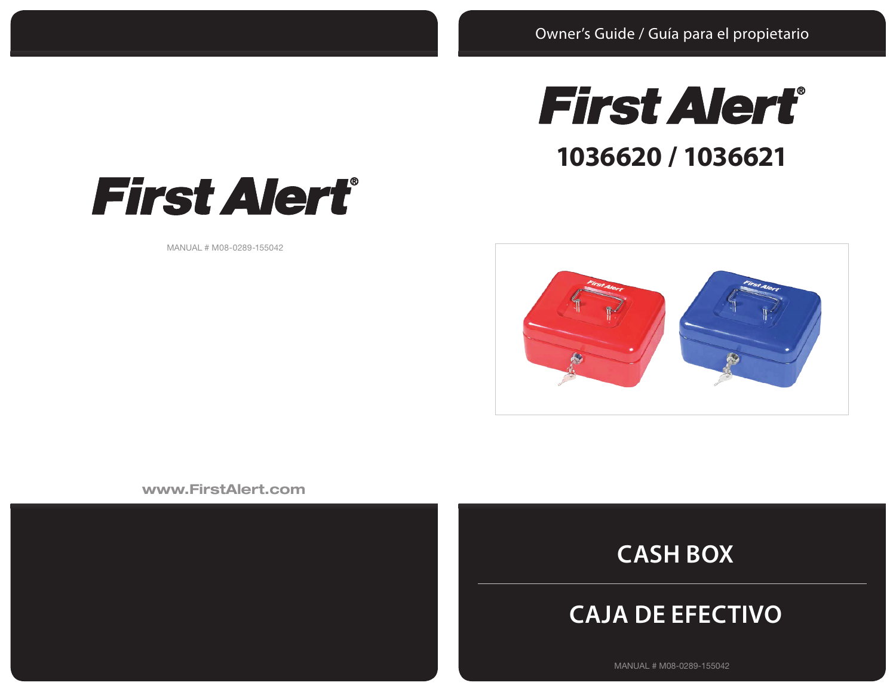First Alert®

MANUAL # M08-0289-155042

www.FirstAlert.com

Owner's Guide / Guía para el propietario

# First Alert®

## 1036620 / 1036621

# CASH BOX

# CAJA DE EFECTIVO

MANUAL # M08-0289-155042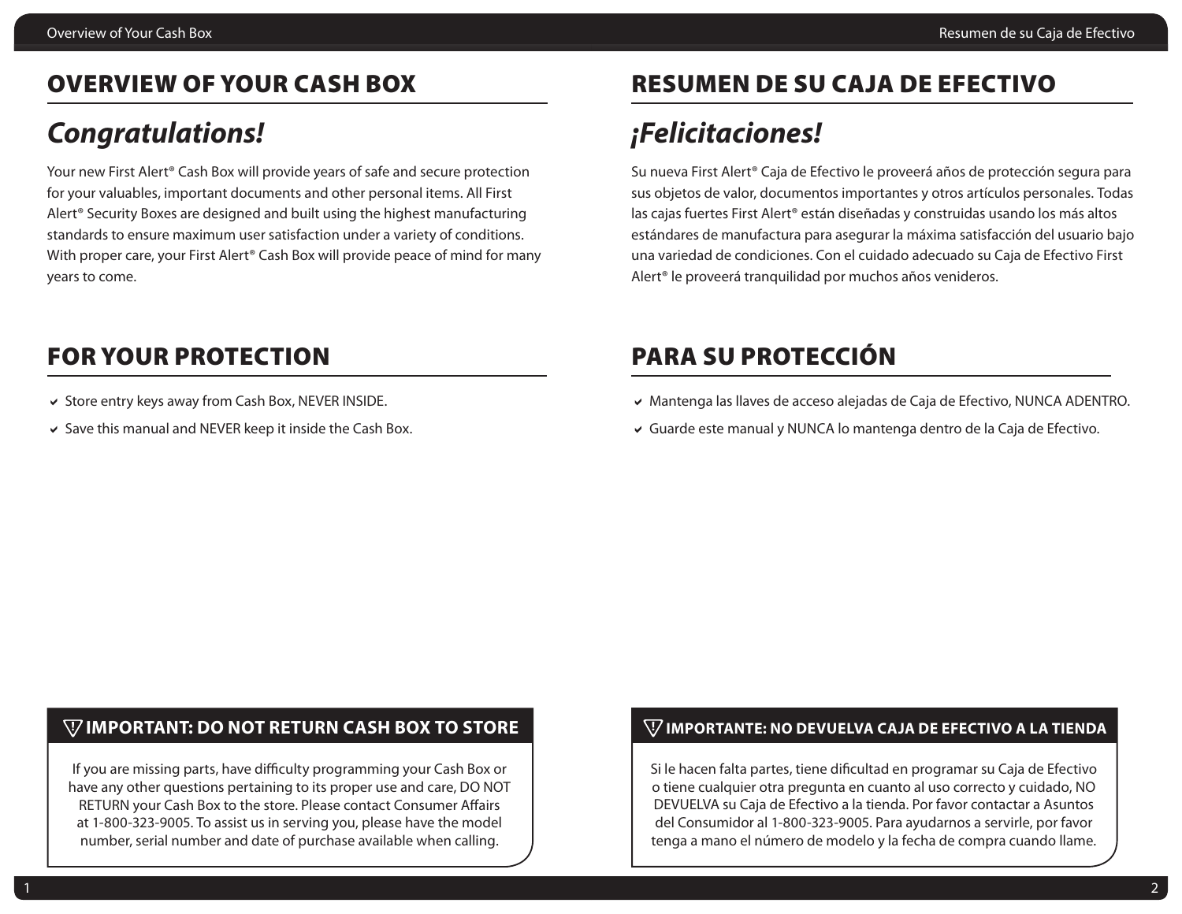## OVERVIEW OF YOUR CASH BOX

# *Congratulations!*

Your new First Alert® Cash Box will provide years of safe and secure protection for your valuables, important documents and other personal items. All First Alert® Security Boxes are designed and built using the highest manufacturing standards to ensure maximum user satisfaction under a variety of conditions. With proper care, your First Alert® Cash Box will provide peace of mind for many years to come.

## FOR YOUR PROTECTION

- Store entry keys away from Cash Box, NEVER INSIDE.
- Save this manual and NEVER keep it inside the Cash Box.

**IMPORTANT: DO NOT RETURN CASH BOX TO STORE**

If you are missing parts, have difficulty programming your Cash Box or have any other questions pertaining to its proper use and care, DO NOT RETURN your Cash Box to the store. Please contact Consumer Affairs at 1-800-323-9005. To assist us in serving you, please have the model number, serial number and date of purchase available when calling.

## RESUMEN DE SU CAJA DE EFECTIVO

# *¡Felicitaciones!*

Su nueva First Alert® Caja de Efectivo le proveerá años de protección segura para sus objetos de valor, documentos importantes y otros artículos personales. Todas las cajas fuertes First Alert® están diseñadas y construidas usando los más altos estándares de manufactura para asegurar la máxima satisfacción del usuario bajo una variedad de condiciones. Con el cuidado adecuado su Caja de Efectivo First Alert® le proveerá tranquilidad por muchos años venideros.

## PARA SU PROTECCIÓN

- Mantenga las llaves de acceso alejadas de Caja de Efectivo, NUNCA ADENTRO.
- Guarde este manual y NUNCA lo mantenga dentro de la Caja de Efectivo.

**IMPORTANTE: NO DEVUELVA CAJA DE EFECTIVO A LA TIENDA**

Si le hacen falta partes, tiene dificultad en programar su Caja de Efectivo o tiene cualquier otra pregunta en cuanto al uso correcto y cuidado, NO DEVUELVA su Caja de Efectivo a la tienda. Por favor contactar a Asuntos del Consumidor al 1-800-323-9005. Para ayudarnos a servirle, por favor tenga a mano el número de modelo y la fecha de compra cuando llame.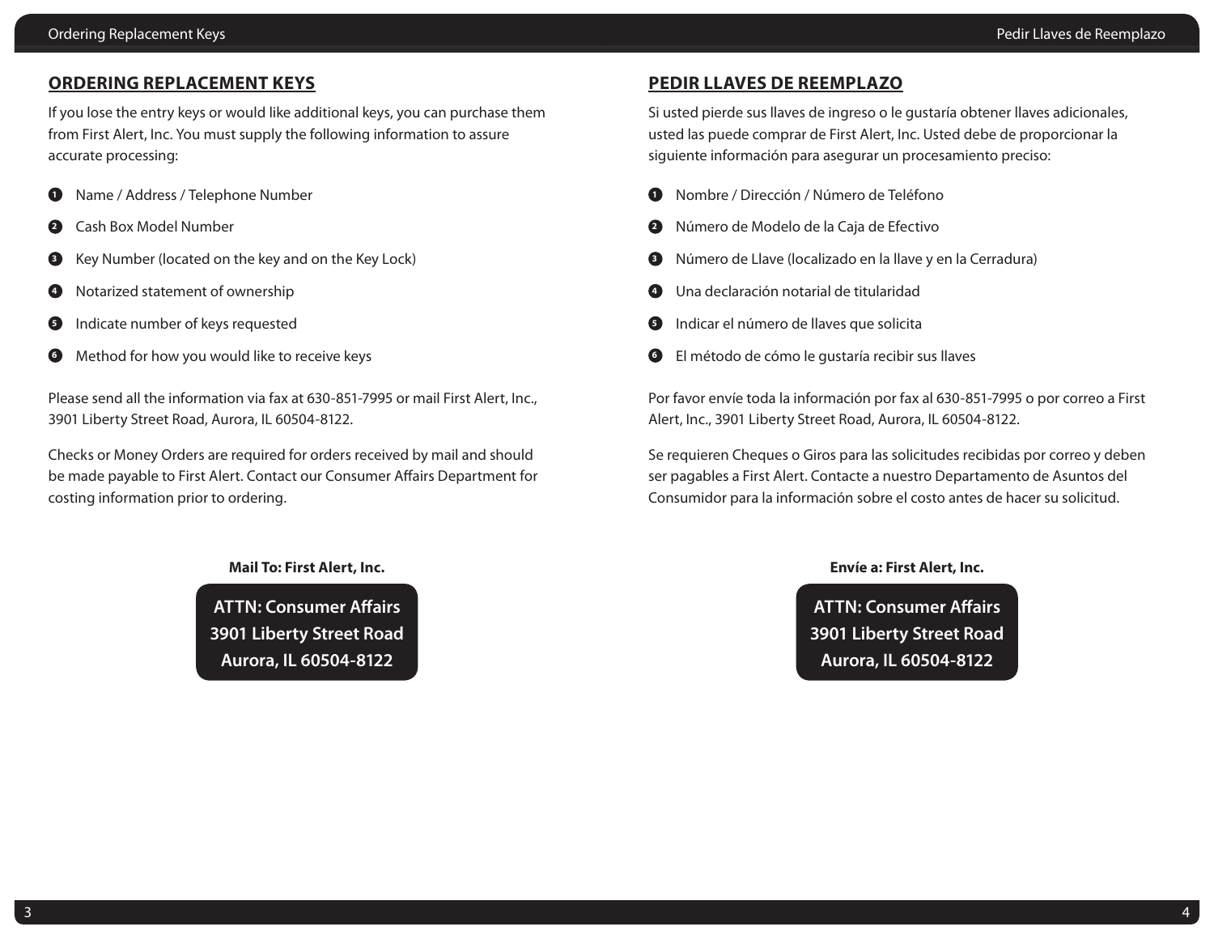## ORDERING REPLACEMENT KEYS

If you lose the entry keys or would like additional keys, you can purchase them from First Alert, Inc. You must supply the following information to assure accurate processing:

1. Name / Address / Telephone Number
2. Cash Box Model Number
3. Key Number (located on the key and on the Key Lock)
4. Notarized statement of ownership
5. Indicate number of keys requested
6. Method for how you would like to receive keys

Please send all the information via fax at 630-851-7995 or mail First Alert, Inc., 3901 Liberty Street Road, Aurora, IL 60504-8122.

Checks or Money Orders are required for orders received by mail and should be made payable to First Alert. Contact our Consumer Affairs Department for costing information prior to ordering.

**Mail To: First Alert, Inc.**

**ATTN: Consumer Affairs**
**3901 Liberty Street Road**
**Aurora, IL 60504-8122**

## PEDIR LLAVES DE REEMPLAZO

Si usted pierde sus llaves de ingreso o le gustaría obtener llaves adicionales, usted las puede comprar de First Alert, Inc. Usted debe de proporcionar la siguiente información para asegurar un procesamiento preciso:

1. Nombre / Dirección / Número de Teléfono
2. Número de Modelo de la Caja de Efectivo
3. Número de Llave (localizado en la llave y en la Cerradura)
4. Una declaración notarial de titularidad
5. Indicar el número de llaves que solicita
6. El método de cómo le gustaría recibir sus llaves

Por favor envíe toda la información por fax al 630-851-7995 o por correo a First Alert, Inc., 3901 Liberty Street Road, Aurora, IL 60504-8122.

Se requieren Cheques o Giros para las solicitudes recibidas por correo y deben ser pagables a First Alert. Contacte a nuestro Departamento de Asuntos del Consumidor para la información sobre el costo antes de hacer su solicitud.

**Envíe a: First Alert, Inc.**

**ATTN: Consumer Affairs**
**3901 Liberty Street Road**
**Aurora, IL 60504-8122**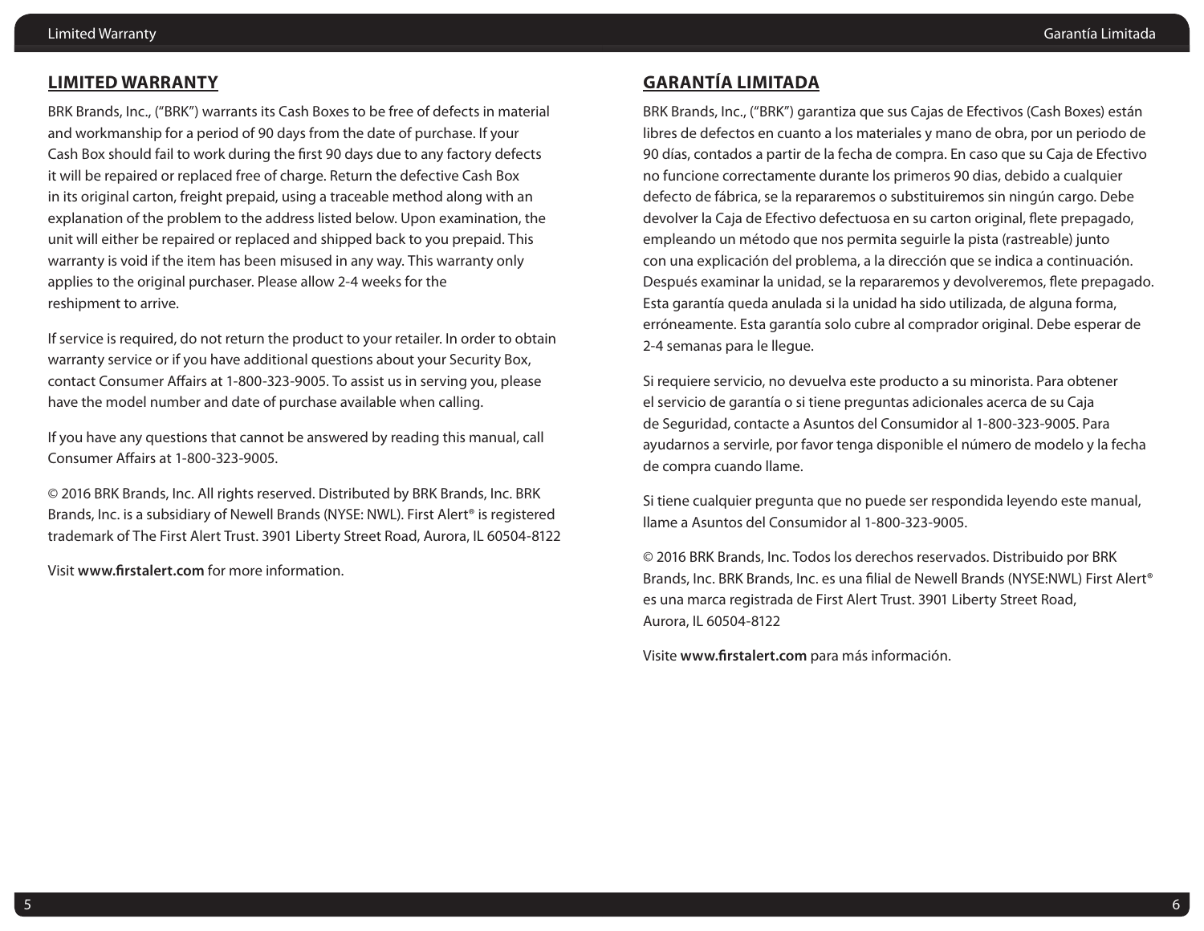## LIMITED WARRANTY

BRK Brands, Inc., ("BRK") warrants its Cash Boxes to be free of defects in material and workmanship for a period of 90 days from the date of purchase. If your Cash Box should fail to work during the first 90 days due to any factory defects it will be repaired or replaced free of charge. Return the defective Cash Box in its original carton, freight prepaid, using a traceable method along with an explanation of the problem to the address listed below. Upon examination, the unit will either be repaired or replaced and shipped back to you prepaid. This warranty is void if the item has been misused in any way. This warranty only applies to the original purchaser. Please allow 2-4 weeks for the reshipment to arrive.

If service is required, do not return the product to your retailer. In order to obtain warranty service or if you have additional questions about your Security Box, contact Consumer Affairs at 1-800-323-9005. To assist us in serving you, please have the model number and date of purchase available when calling.

If you have any questions that cannot be answered by reading this manual, call Consumer Affairs at 1-800-323-9005.

© 2016 BRK Brands, Inc. All rights reserved. Distributed by BRK Brands, Inc. BRK Brands, Inc. is a subsidiary of Newell Brands (NYSE: NWL). First Alert® is registered trademark of The First Alert Trust. 3901 Liberty Street Road, Aurora, IL 60504-8122

Visit **www.firstalert.com** for more information.

## GARANTÍA LIMITADA

BRK Brands, Inc., ("BRK") garantiza que sus Cajas de Efectivos (Cash Boxes) están libres de defectos en cuanto a los materiales y mano de obra, por un periodo de 90 días, contados a partir de la fecha de compra. En caso que su Caja de Efectivo no funcione correctamente durante los primeros 90 dias, debido a cualquier defecto de fábrica, se la repararemos o substituiremos sin ningún cargo. Debe devolver la Caja de Efectivo defectuosa en su carton original, flete prepagado, empleando un método que nos permita seguirle la pista (rastreable) junto con una explicación del problema, a la dirección que se indica a continuación. Después examinar la unidad, se la repararemos y devolveremos, flete prepagado. Esta garantía queda anulada si la unidad ha sido utilizada, de alguna forma, erróneamente. Esta garantía solo cubre al comprador original. Debe esperar de 2-4 semanas para le llegue.

Si requiere servicio, no devuelva este producto a su minorista. Para obtener el servicio de garantía o si tiene preguntas adicionales acerca de su Caja de Seguridad, contacte a Asuntos del Consumidor al 1-800-323-9005. Para ayudarnos a servirle, por favor tenga disponible el número de modelo y la fecha de compra cuando llame.

Si tiene cualquier pregunta que no puede ser respondida leyendo este manual, llame a Asuntos del Consumidor al 1-800-323-9005.

© 2016 BRK Brands, Inc. Todos los derechos reservados. Distribuido por BRK Brands, Inc. BRK Brands, Inc. es una filial de Newell Brands (NYSE:NWL) First Alert® es una marca registrada de First Alert Trust. 3901 Liberty Street Road, Aurora, IL 60504-8122

Visite **www.firstalert.com** para más información.